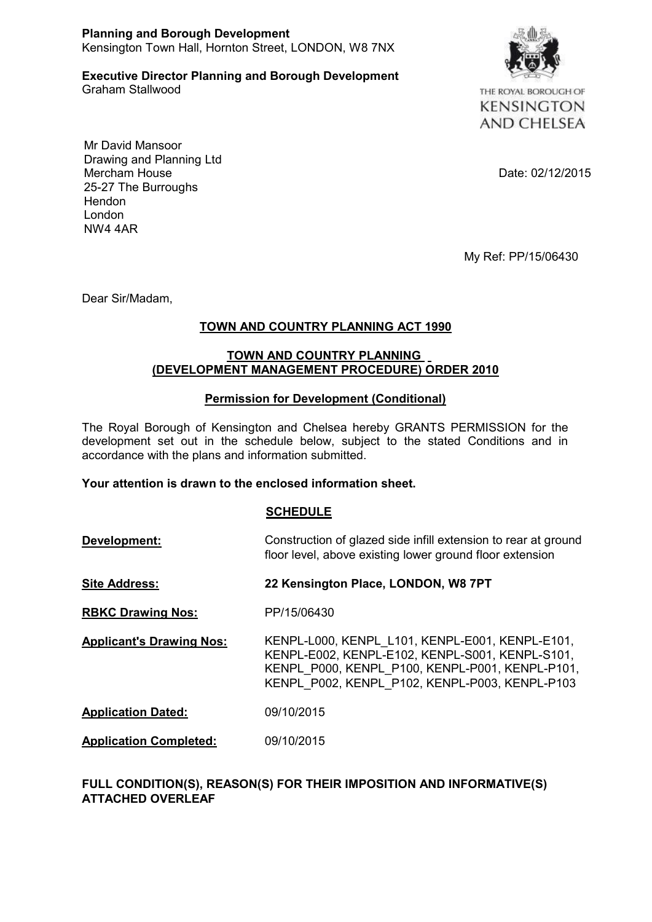**Planning and Borough Development**
Kensington Town Hall, Hornton Street, LONDON, W8 7NX

**Executive Director Planning and Borough Development**
Graham Stallwood

THE ROYAL BOROUGH OF
KENSINGTON
AND CHELSEA

Mr David Mansoor
Drawing and Planning Ltd
Mercham House
25-27 The Burroughs
Hendon
London
NW4 4AR

Date: 02/12/2015

My Ref: PP/15/06430

Dear Sir/Madam,

**TOWN AND COUNTRY PLANNING ACT 1990**

**TOWN AND COUNTRY PLANNING (DEVELOPMENT MANAGEMENT PROCEDURE) ORDER 2010**

**Permission for Development (Conditional)**

The Royal Borough of Kensington and Chelsea hereby GRANTS PERMISSION for the development set out in the schedule below, subject to the stated Conditions and in accordance with the plans and information submitted.

**Your attention is drawn to the enclosed information sheet.**

**SCHEDULE**

**Development:** Construction of glazed side infill extension to rear at ground floor level, above existing lower ground floor extension

**Site Address:** **22 Kensington Place, LONDON, W8 7PT**

**RBKC Drawing Nos:** PP/15/06430

**Applicant's Drawing Nos:** KENPL-L000, KENPL_L101, KENPL-E001, KENPL-E101, KENPL-E002, KENPL-E102, KENPL-S001, KENPL-S101, KENPL_P000, KENPL_P100, KENPL-P001, KENPL-P101, KENPL_P002, KENPL_P102, KENPL-P003, KENPL-P103

**Application Dated:** 09/10/2015

**Application Completed:** 09/10/2015

**FULL CONDITION(S), REASON(S) FOR THEIR IMPOSITION AND INFORMATIVE(S) ATTACHED OVERLEAF**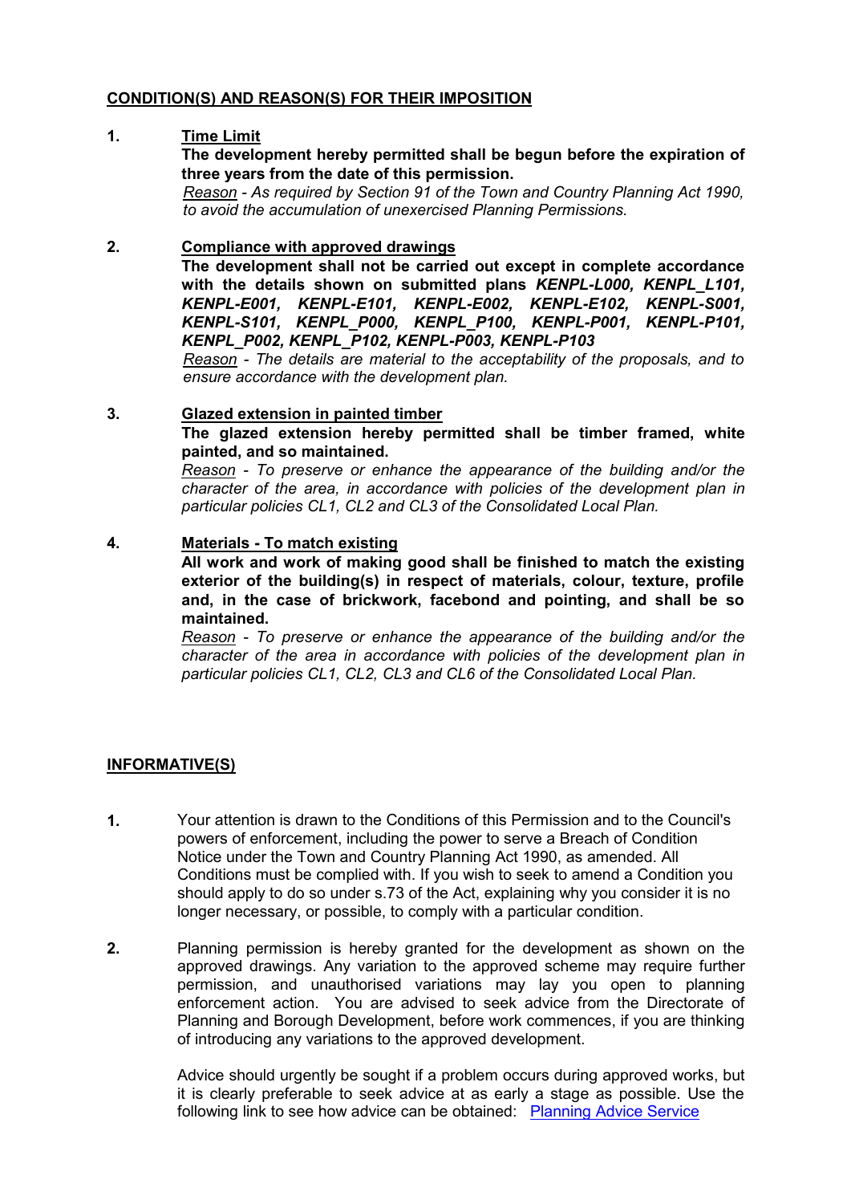## CONDITION(S) AND REASON(S) FOR THEIR IMPOSITION

**1. Time Limit**

**The development hereby permitted shall be begun before the expiration of three years from the date of this permission.**

*Reason - As required by Section 91 of the Town and Country Planning Act 1990, to avoid the accumulation of unexercised Planning Permissions.*

**2. Compliance with approved drawings**

**The development shall not be carried out except in complete accordance with the details shown on submitted plans *KENPL-L000, KENPL_L101, KENPL-E001, KENPL-E101, KENPL-E002, KENPL-E102, KENPL-S001, KENPL-S101, KENPL_P000, KENPL_P100, KENPL-P001, KENPL-P101, KENPL_P002, KENPL_P102, KENPL-P003, KENPL-P103***

*Reason - The details are material to the acceptability of the proposals, and to ensure accordance with the development plan.*

**3. Glazed extension in painted timber**

**The glazed extension hereby permitted shall be timber framed, white painted, and so maintained.**

*Reason - To preserve or enhance the appearance of the building and/or the character of the area, in accordance with policies of the development plan in particular policies CL1, CL2 and CL3 of the Consolidated Local Plan.*

**4. Materials - To match existing**

**All work and work of making good shall be finished to match the existing exterior of the building(s) in respect of materials, colour, texture, profile and, in the case of brickwork, facebond and pointing, and shall be so maintained.**

*Reason - To preserve or enhance the appearance of the building and/or the character of the area in accordance with policies of the development plan in particular policies CL1, CL2, CL3 and CL6 of the Consolidated Local Plan.*

## INFORMATIVE(S)

**1.** Your attention is drawn to the Conditions of this Permission and to the Council's powers of enforcement, including the power to serve a Breach of Condition Notice under the Town and Country Planning Act 1990, as amended. All Conditions must be complied with. If you wish to seek to amend a Condition you should apply to do so under s.73 of the Act, explaining why you consider it is no longer necessary, or possible, to comply with a particular condition.

**2.** Planning permission is hereby granted for the development as shown on the approved drawings. Any variation to the approved scheme may require further permission, and unauthorised variations may lay you open to planning enforcement action. You are advised to seek advice from the Directorate of Planning and Borough Development, before work commences, if you are thinking of introducing any variations to the approved development.

Advice should urgently be sought if a problem occurs during approved works, but it is clearly preferable to seek advice at as early a stage as possible. Use the following link to see how advice can be obtained: Planning Advice Service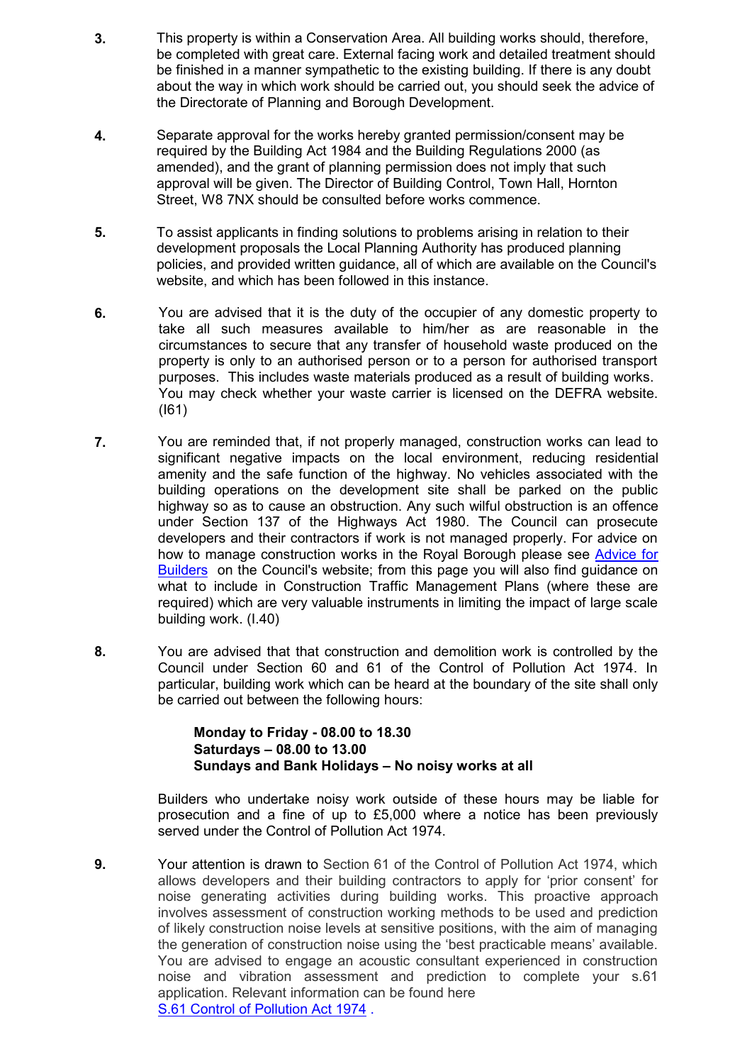**3.** This property is within a Conservation Area. All building works should, therefore, be completed with great care. External facing work and detailed treatment should be finished in a manner sympathetic to the existing building. If there is any doubt about the way in which work should be carried out, you should seek the advice of the Directorate of Planning and Borough Development.

**4.** Separate approval for the works hereby granted permission/consent may be required by the Building Act 1984 and the Building Regulations 2000 (as amended), and the grant of planning permission does not imply that such approval will be given. The Director of Building Control, Town Hall, Hornton Street, W8 7NX should be consulted before works commence.

**5.** To assist applicants in finding solutions to problems arising in relation to their development proposals the Local Planning Authority has produced planning policies, and provided written guidance, all of which are available on the Council's website, and which has been followed in this instance.

**6.** You are advised that it is the duty of the occupier of any domestic property to take all such measures available to him/her as are reasonable in the circumstances to secure that any transfer of household waste produced on the property is only to an authorised person or to a person for authorised transport purposes. This includes waste materials produced as a result of building works. You may check whether your waste carrier is licensed on the DEFRA website. (I61)

**7.** You are reminded that, if not properly managed, construction works can lead to significant negative impacts on the local environment, reducing residential amenity and the safe function of the highway. No vehicles associated with the building operations on the development site shall be parked on the public highway so as to cause an obstruction. Any such wilful obstruction is an offence under Section 137 of the Highways Act 1980. The Council can prosecute developers and their contractors if work is not managed properly. For advice on how to manage construction works in the Royal Borough please see Advice for Builders on the Council's website; from this page you will also find guidance on what to include in Construction Traffic Management Plans (where these are required) which are very valuable instruments in limiting the impact of large scale building work. (I.40)

**8.** You are advised that that construction and demolition work is controlled by the Council under Section 60 and 61 of the Control of Pollution Act 1974. In particular, building work which can be heard at the boundary of the site shall only be carried out between the following hours:

**Monday to Friday - 08.00 to 18.30**
**Saturdays – 08.00 to 13.00**
**Sundays and Bank Holidays – No noisy works at all**

Builders who undertake noisy work outside of these hours may be liable for prosecution and a fine of up to £5,000 where a notice has been previously served under the Control of Pollution Act 1974.

**9.** Your attention is drawn to Section 61 of the Control of Pollution Act 1974, which allows developers and their building contractors to apply for 'prior consent' for noise generating activities during building works. This proactive approach involves assessment of construction working methods to be used and prediction of likely construction noise levels at sensitive positions, with the aim of managing the generation of construction noise using the 'best practicable means' available. You are advised to engage an acoustic consultant experienced in construction noise and vibration assessment and prediction to complete your s.61 application. Relevant information can be found here S.61 Control of Pollution Act 1974 .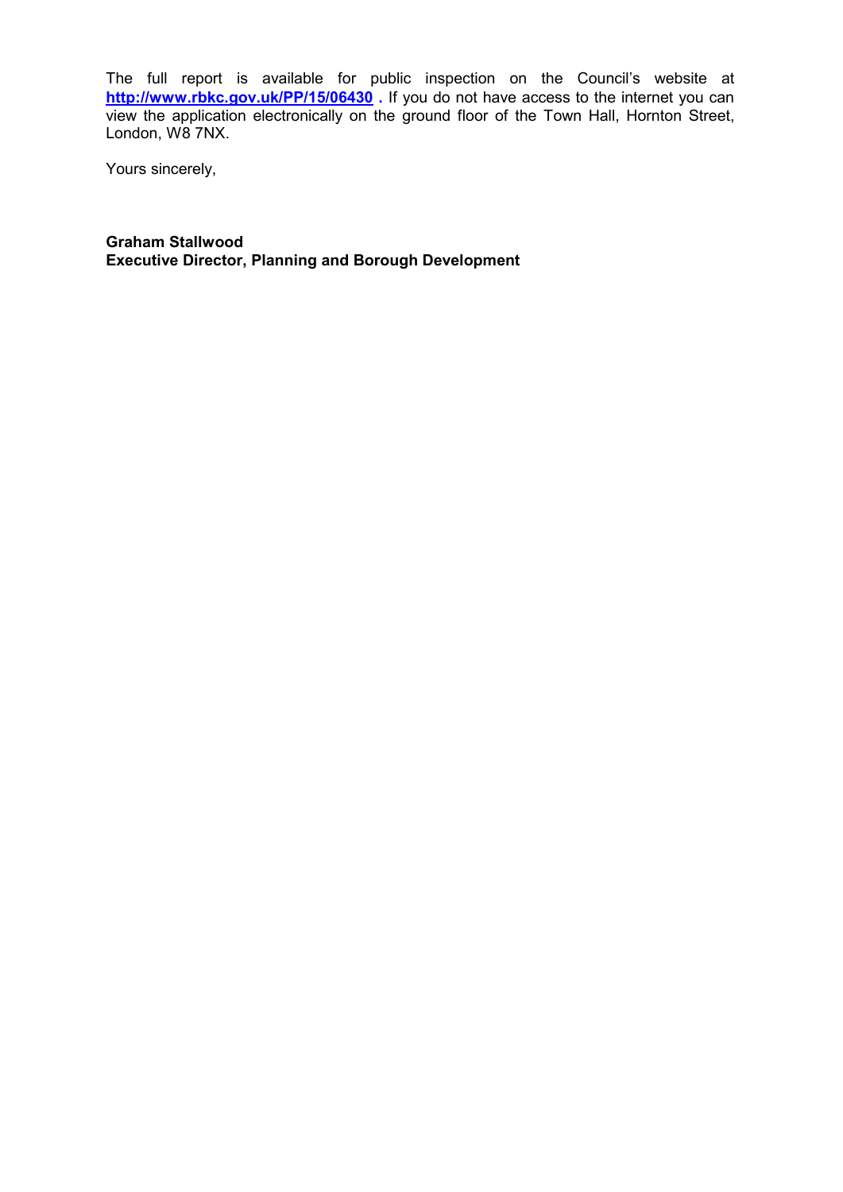The full report is available for public inspection on the Council's website at **http://www.rbkc.gov.uk/PP/15/06430** . If you do not have access to the internet you can view the application electronically on the ground floor of the Town Hall, Hornton Street, London, W8 7NX.

Yours sincerely,

**Graham Stallwood**
**Executive Director, Planning and Borough Development**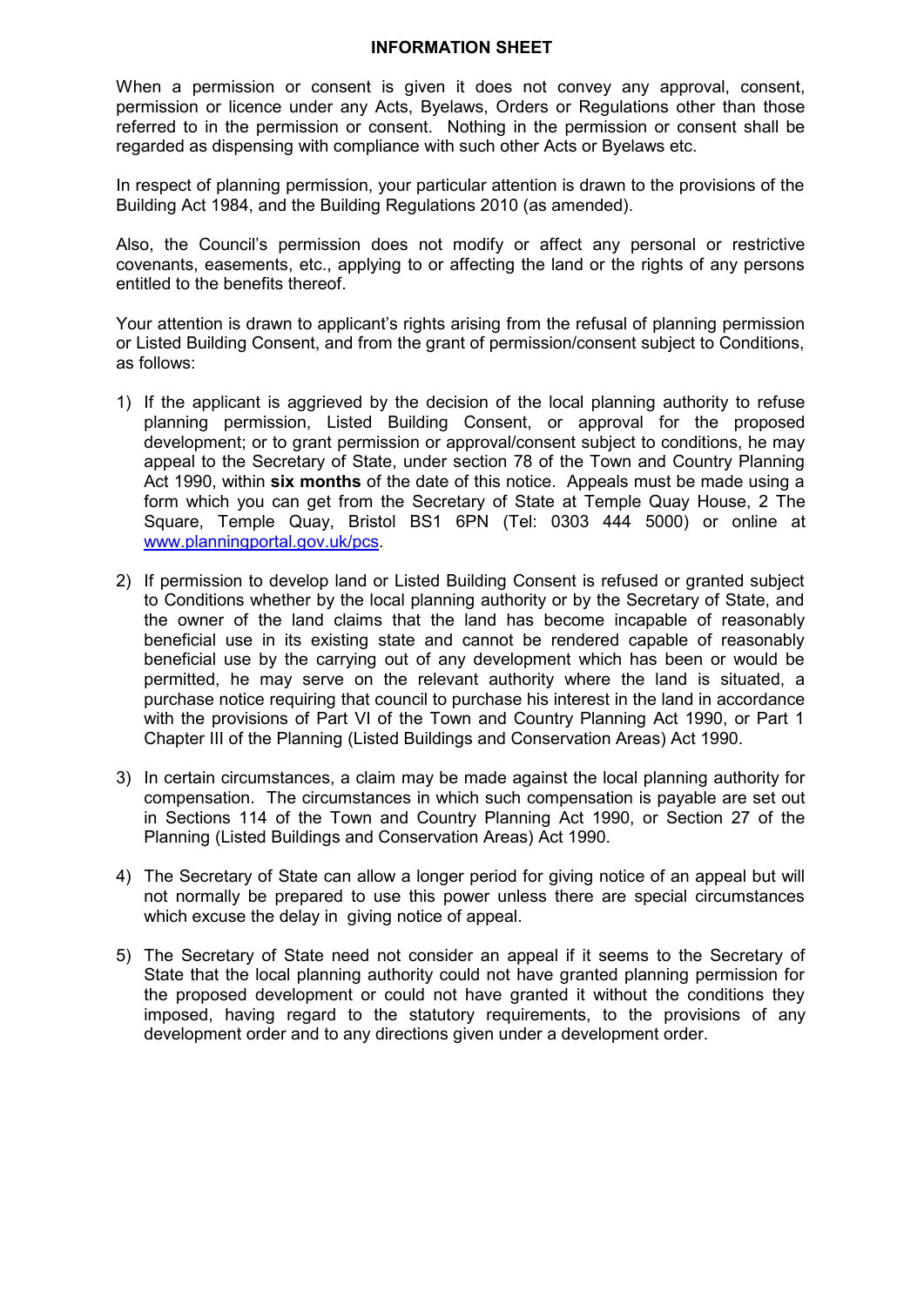# INFORMATION SHEET

When a permission or consent is given it does not convey any approval, consent, permission or licence under any Acts, Byelaws, Orders or Regulations other than those referred to in the permission or consent. Nothing in the permission or consent shall be regarded as dispensing with compliance with such other Acts or Byelaws etc.

In respect of planning permission, your particular attention is drawn to the provisions of the Building Act 1984, and the Building Regulations 2010 (as amended).

Also, the Council's permission does not modify or affect any personal or restrictive covenants, easements, etc., applying to or affecting the land or the rights of any persons entitled to the benefits thereof.

Your attention is drawn to applicant's rights arising from the refusal of planning permission or Listed Building Consent, and from the grant of permission/consent subject to Conditions, as follows:

1) If the applicant is aggrieved by the decision of the local planning authority to refuse planning permission, Listed Building Consent, or approval for the proposed development; or to grant permission or approval/consent subject to conditions, he may appeal to the Secretary of State, under section 78 of the Town and Country Planning Act 1990, within **six months** of the date of this notice. Appeals must be made using a form which you can get from the Secretary of State at Temple Quay House, 2 The Square, Temple Quay, Bristol BS1 6PN (Tel: 0303 444 5000) or online at [www.planningportal.gov.uk/pcs](www.planningportal.gov.uk/pcs).

2) If permission to develop land or Listed Building Consent is refused or granted subject to Conditions whether by the local planning authority or by the Secretary of State, and the owner of the land claims that the land has become incapable of reasonably beneficial use in its existing state and cannot be rendered capable of reasonably beneficial use by the carrying out of any development which has been or would be permitted, he may serve on the relevant authority where the land is situated, a purchase notice requiring that council to purchase his interest in the land in accordance with the provisions of Part VI of the Town and Country Planning Act 1990, or Part 1 Chapter III of the Planning (Listed Buildings and Conservation Areas) Act 1990.

3) In certain circumstances, a claim may be made against the local planning authority for compensation. The circumstances in which such compensation is payable are set out in Sections 114 of the Town and Country Planning Act 1990, or Section 27 of the Planning (Listed Buildings and Conservation Areas) Act 1990.

4) The Secretary of State can allow a longer period for giving notice of an appeal but will not normally be prepared to use this power unless there are special circumstances which excuse the delay in giving notice of appeal.

5) The Secretary of State need not consider an appeal if it seems to the Secretary of State that the local planning authority could not have granted planning permission for the proposed development or could not have granted it without the conditions they imposed, having regard to the statutory requirements, to the provisions of any development order and to any directions given under a development order.